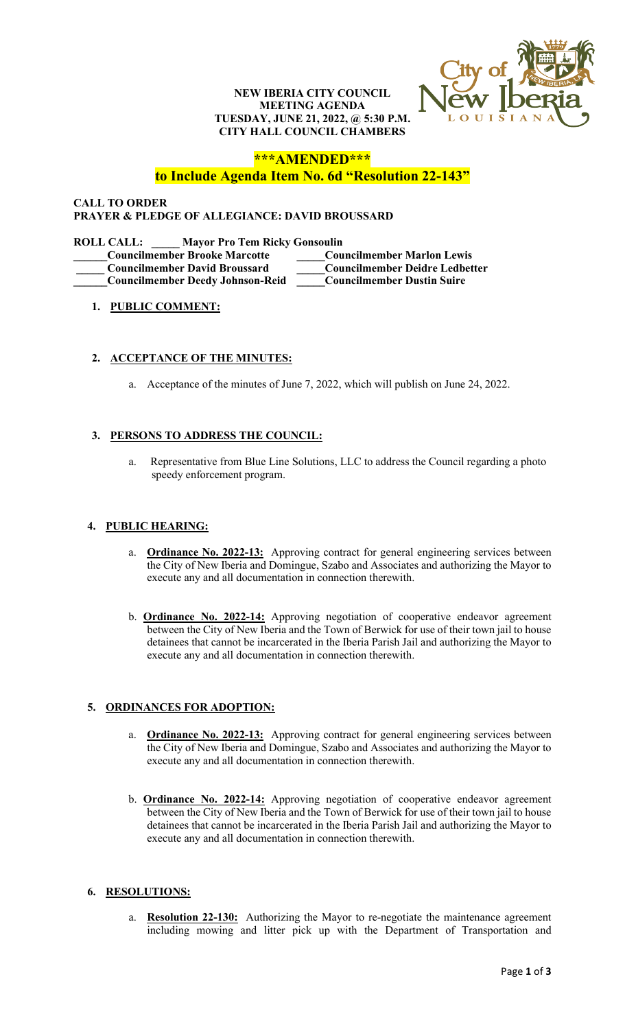**NEW IBERIA CITY COUNCIL**
**MEETING AGENDA**
**TUESDAY, JUNE 21, 2022, @ 5:30 P.M.**
**CITY HALL COUNCIL CHAMBERS**

**\*\*\*AMENDED\*\*\***
**to Include Agenda Item No. 6d "Resolution 22-143"**

**CALL TO ORDER**
**PRAYER & PLEDGE OF ALLEGIANCE: DAVID BROUSSARD**

**ROLL CALL: _____ Mayor Pro Tem Ricky Gonsoulin**

**______Councilmember Brooke Marcotte** **_____Councilmember Marlon Lewis**
**_____ Councilmember David Broussard** **_____Councilmember Deidre Ledbetter**
**______Councilmember Deedy Johnson-Reid** **_____Councilmember Dustin Suire**

1. **PUBLIC COMMENT:**

2. **ACCEPTANCE OF THE MINUTES:**

   a. Acceptance of the minutes of June 7, 2022, which will publish on June 24, 2022.

3. **PERSONS TO ADDRESS THE COUNCIL:**

   a. Representative from Blue Line Solutions, LLC to address the Council regarding a photo speedy enforcement program.

4. **PUBLIC HEARING:**

   a. **Ordinance No. 2022-13:** Approving contract for general engineering services between the City of New Iberia and Domingue, Szabo and Associates and authorizing the Mayor to execute any and all documentation in connection therewith.

   b. **Ordinance No. 2022-14:** Approving negotiation of cooperative endeavor agreement between the City of New Iberia and the Town of Berwick for use of their town jail to house detainees that cannot be incarcerated in the Iberia Parish Jail and authorizing the Mayor to execute any and all documentation in connection therewith.

5. **ORDINANCES FOR ADOPTION:**

   a. **Ordinance No. 2022-13:** Approving contract for general engineering services between the City of New Iberia and Domingue, Szabo and Associates and authorizing the Mayor to execute any and all documentation in connection therewith.

   b. **Ordinance No. 2022-14:** Approving negotiation of cooperative endeavor agreement between the City of New Iberia and the Town of Berwick for use of their town jail to house detainees that cannot be incarcerated in the Iberia Parish Jail and authorizing the Mayor to execute any and all documentation in connection therewith.

6. **RESOLUTIONS:**

   a. **Resolution 22-130:** Authorizing the Mayor to re-negotiate the maintenance agreement including mowing and litter pick up with the Department of Transportation and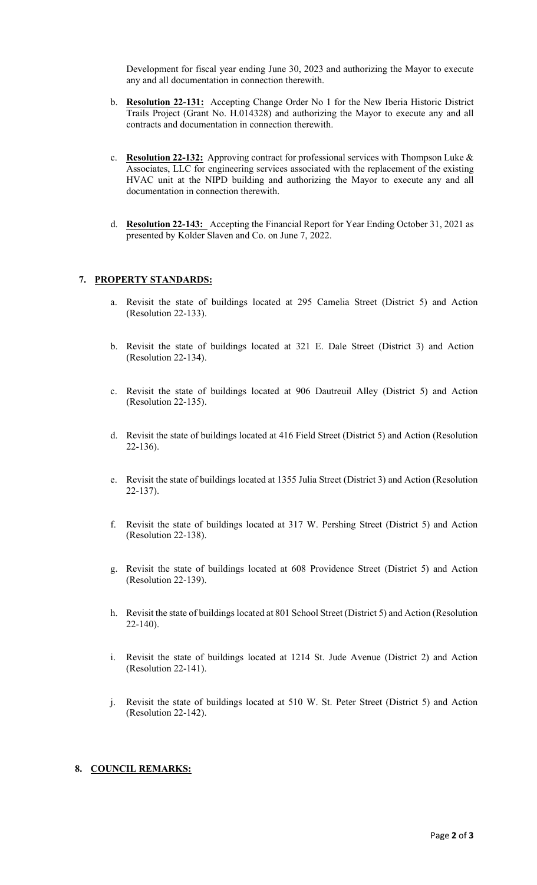Development for fiscal year ending June 30, 2023 and authorizing the Mayor to execute any and all documentation in connection therewith.

b. **Resolution 22-131:** Accepting Change Order No 1 for the New Iberia Historic District Trails Project (Grant No. H.014328) and authorizing the Mayor to execute any and all contracts and documentation in connection therewith.

c. **Resolution 22-132:** Approving contract for professional services with Thompson Luke & Associates, LLC for engineering services associated with the replacement of the existing HVAC unit at the NIPD building and authorizing the Mayor to execute any and all documentation in connection therewith.

d. **Resolution 22-143:** Accepting the Financial Report for Year Ending October 31, 2021 as presented by Kolder Slaven and Co. on June 7, 2022.

## 7. PROPERTY STANDARDS:

a. Revisit the state of buildings located at 295 Camelia Street (District 5) and Action (Resolution 22-133).

b. Revisit the state of buildings located at 321 E. Dale Street (District 3) and Action (Resolution 22-134).

c. Revisit the state of buildings located at 906 Dautreuil Alley (District 5) and Action (Resolution 22-135).

d. Revisit the state of buildings located at 416 Field Street (District 5) and Action (Resolution 22-136).

e. Revisit the state of buildings located at 1355 Julia Street (District 3) and Action (Resolution 22-137).

f. Revisit the state of buildings located at 317 W. Pershing Street (District 5) and Action (Resolution 22-138).

g. Revisit the state of buildings located at 608 Providence Street (District 5) and Action (Resolution 22-139).

h. Revisit the state of buildings located at 801 School Street (District 5) and Action (Resolution 22-140).

i. Revisit the state of buildings located at 1214 St. Jude Avenue (District 2) and Action (Resolution 22-141).

j. Revisit the state of buildings located at 510 W. St. Peter Street (District 5) and Action (Resolution 22-142).

## 8. COUNCIL REMARKS: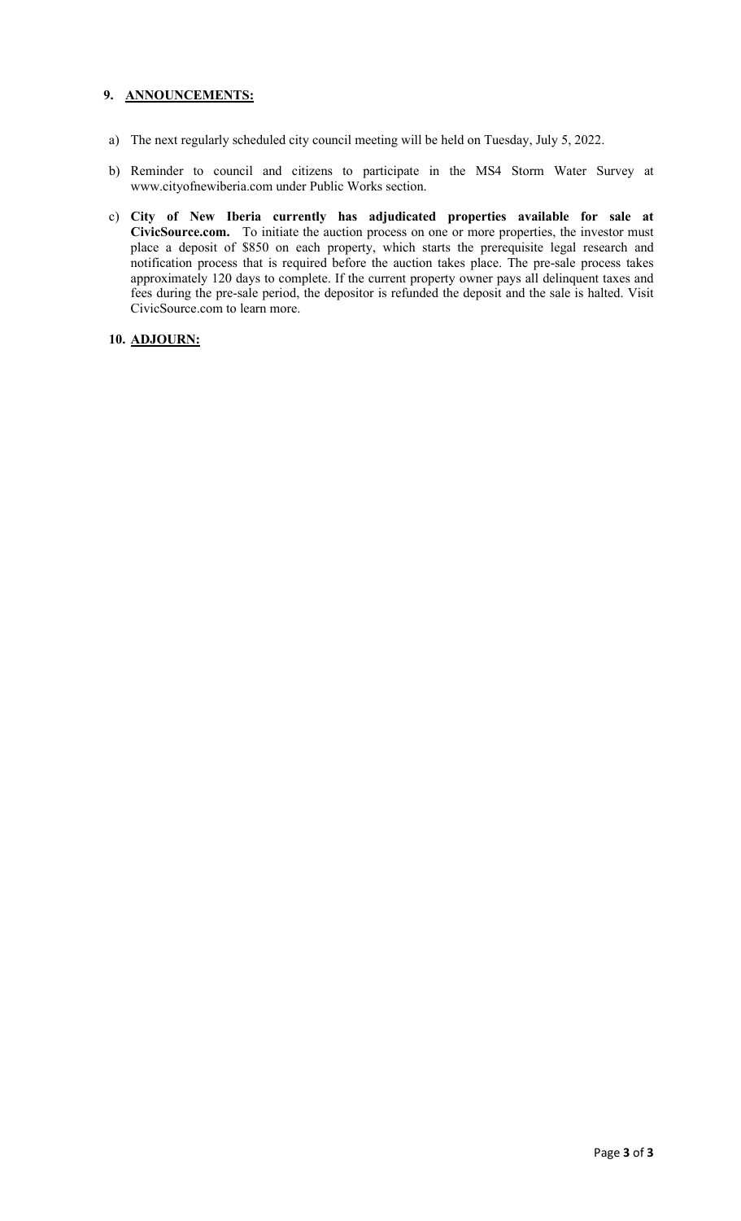**9. ANNOUNCEMENTS:**

a) The next regularly scheduled city council meeting will be held on Tuesday, July 5, 2022.

b) Reminder to council and citizens to participate in the MS4 Storm Water Survey at www.cityofnewiberia.com under Public Works section.

c) **City of New Iberia currently has adjudicated properties available for sale at CivicSource.com.** To initiate the auction process on one or more properties, the investor must place a deposit of $850 on each property, which starts the prerequisite legal research and notification process that is required before the auction takes place. The pre-sale process takes approximately 120 days to complete. If the current property owner pays all delinquent taxes and fees during the pre-sale period, the depositor is refunded the deposit and the sale is halted. Visit CivicSource.com to learn more.

**10. ADJOURN:**